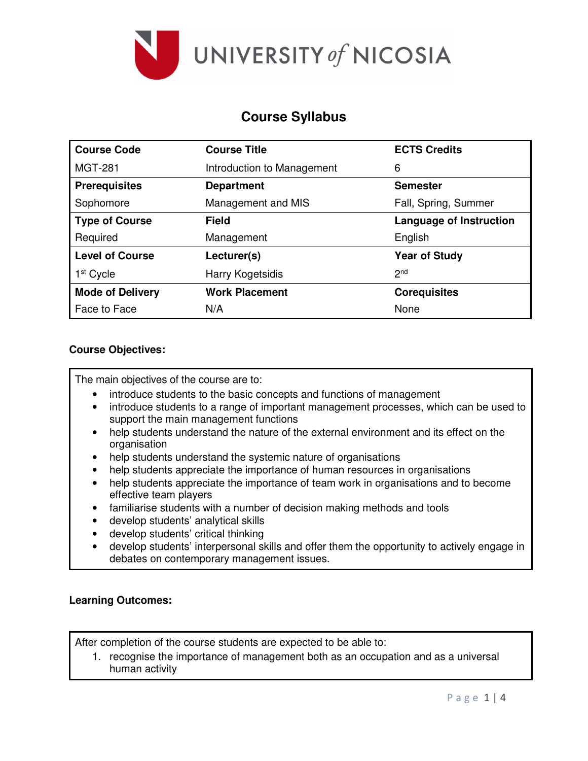UNIVERSITY *of* NICOSIA

# Course Syllabus

| Course Code | Course Title | ECTS Credits |
|---|---|---|
| MGT-281 | Introduction to Management | 6 |
| **Prerequisites** | **Department** | **Semester** |
| Sophomore | Management and MIS | Fall, Spring, Summer |
| **Type of Course** | **Field** | **Language of Instruction** |
| Required | Management | English |
| **Level of Course** | **Lecturer(s)** | **Year of Study** |
| 1st Cycle | Harry Kogetsidis | 2nd |
| **Mode of Delivery** | **Work Placement** | **Corequisites** |
| Face to Face | N/A | None |

**Course Objectives:**

The main objectives of the course are to:

- introduce students to the basic concepts and functions of management
- introduce students to a range of important management processes, which can be used to support the main management functions
- help students understand the nature of the external environment and its effect on the organisation
- help students understand the systemic nature of organisations
- help students appreciate the importance of human resources in organisations
- help students appreciate the importance of team work in organisations and to become effective team players
- familiarise students with a number of decision making methods and tools
- develop students' analytical skills
- develop students' critical thinking
- develop students' interpersonal skills and offer them the opportunity to actively engage in debates on contemporary management issues.

**Learning Outcomes:**

After completion of the course students are expected to be able to:

1. recognise the importance of management both as an occupation and as a universal human activity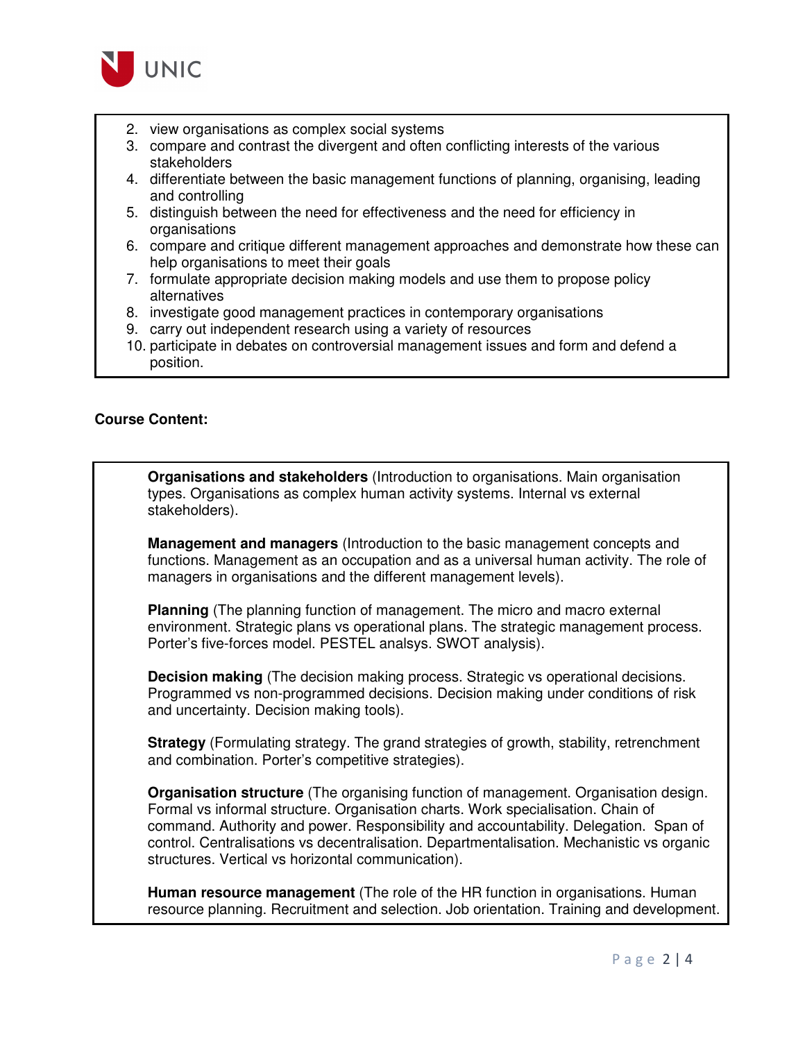2. view organisations as complex social systems
3. compare and contrast the divergent and often conflicting interests of the various stakeholders
4. differentiate between the basic management functions of planning, organising, leading and controlling
5. distinguish between the need for effectiveness and the need for efficiency in organisations
6. compare and critique different management approaches and demonstrate how these can help organisations to meet their goals
7. formulate appropriate decision making models and use them to propose policy alternatives
8. investigate good management practices in contemporary organisations
9. carry out independent research using a variety of resources
10. participate in debates on controversial management issues and form and defend a position.

**Course Content:**

**Organisations and stakeholders** (Introduction to organisations. Main organisation types. Organisations as complex human activity systems. Internal vs external stakeholders).

**Management and managers** (Introduction to the basic management concepts and functions. Management as an occupation and as a universal human activity. The role of managers in organisations and the different management levels).

**Planning** (The planning function of management. The micro and macro external environment. Strategic plans vs operational plans. The strategic management process. Porter's five-forces model. PESTEL analsys. SWOT analysis).

**Decision making** (The decision making process. Strategic vs operational decisions. Programmed vs non-programmed decisions. Decision making under conditions of risk and uncertainty. Decision making tools).

**Strategy** (Formulating strategy. The grand strategies of growth, stability, retrenchment and combination. Porter's competitive strategies).

**Organisation structure** (The organising function of management. Organisation design. Formal vs informal structure. Organisation charts. Work specialisation. Chain of command. Authority and power. Responsibility and accountability. Delegation. Span of control. Centralisations vs decentralisation. Departmentalisation. Mechanistic vs organic structures. Vertical vs horizontal communication).

**Human resource management** (The role of the HR function in organisations. Human resource planning. Recruitment and selection. Job orientation. Training and development.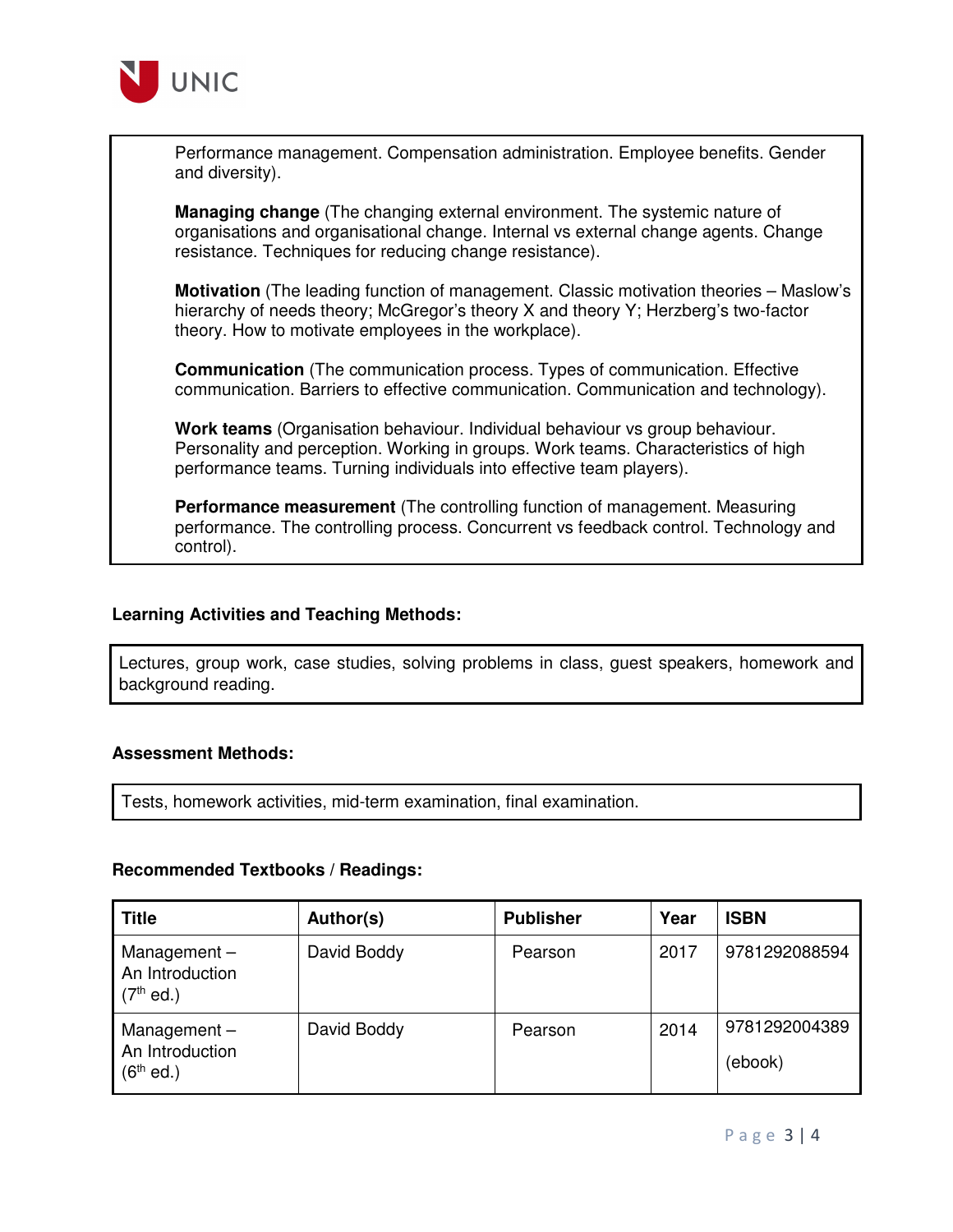Performance management. Compensation administration. Employee benefits. Gender and diversity).

**Managing change** (The changing external environment. The systemic nature of organisations and organisational change. Internal vs external change agents. Change resistance. Techniques for reducing change resistance).

**Motivation** (The leading function of management. Classic motivation theories – Maslow's hierarchy of needs theory; McGregor's theory X and theory Y; Herzberg's two-factor theory. How to motivate employees in the workplace).

**Communication** (The communication process. Types of communication. Effective communication. Barriers to effective communication. Communication and technology).

**Work teams** (Organisation behaviour. Individual behaviour vs group behaviour. Personality and perception. Working in groups. Work teams. Characteristics of high performance teams. Turning individuals into effective team players).

**Performance measurement** (The controlling function of management. Measuring performance. The controlling process. Concurrent vs feedback control. Technology and control).

**Learning Activities and Teaching Methods:**

Lectures, group work, case studies, solving problems in class, guest speakers, homework and background reading.

**Assessment Methods:**

Tests, homework activities, mid-term examination, final examination.

**Recommended Textbooks / Readings:**

| Title | Author(s) | Publisher | Year | ISBN |
| --- | --- | --- | --- | --- |
| Management – An Introduction (7th ed.) | David Boddy | Pearson | 2017 | 9781292088594 |
| Management – An Introduction (6th ed.) | David Boddy | Pearson | 2014 | 9781292004389 (ebook) |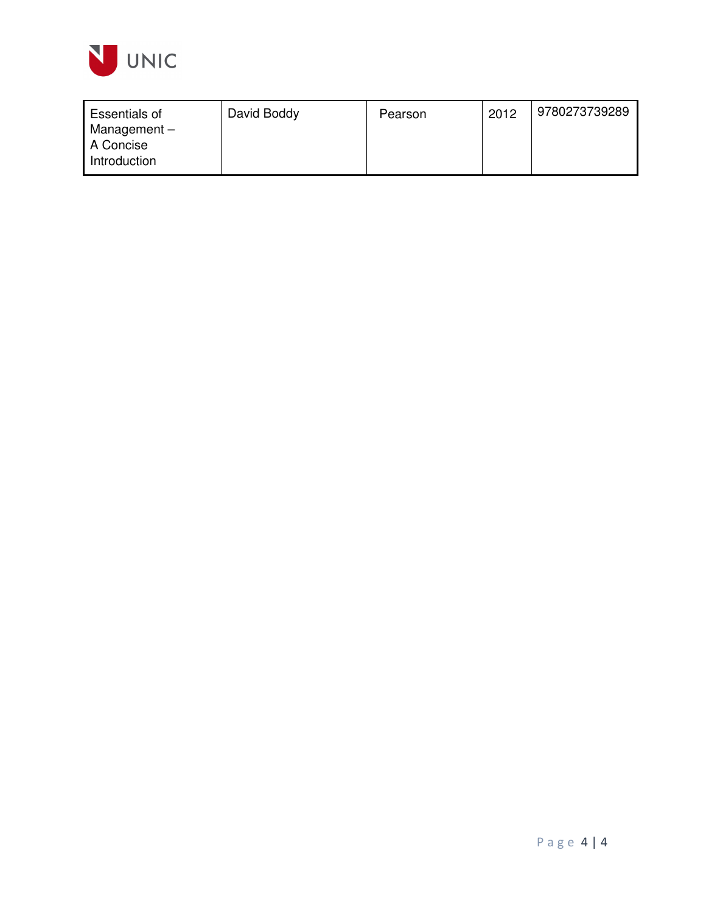| | | | | |
|---|---|---|---|---|
| Essentials of Management – A Concise Introduction | David Boddy | Pearson | 2012 | 9780273739289 |